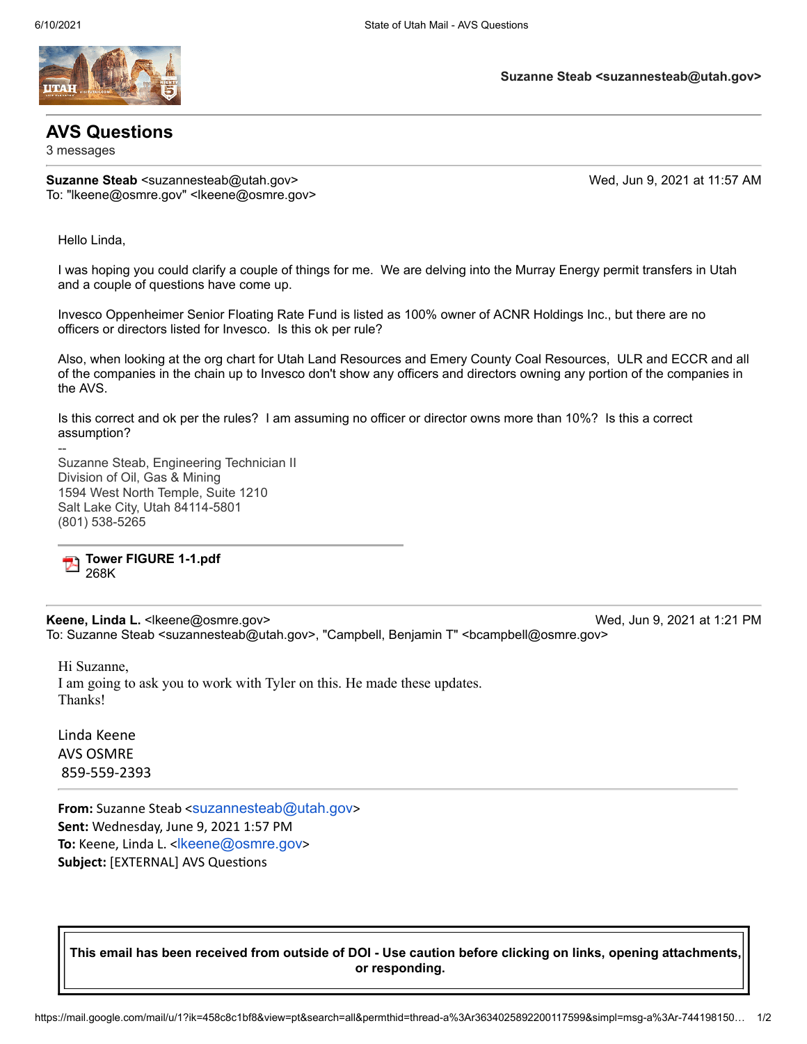Suzanne Steab <suzannesteab@utah.gov>

# AVS Questions

3 messages

**Suzanne Steab** <suzannesteab@utah.gov> Wed, Jun 9, 2021 at 11:57 AM
To: "lkeene@osmre.gov" <lkeene@osmre.gov>

Hello Linda,

I was hoping you could clarify a couple of things for me. We are delving into the Murray Energy permit transfers in Utah and a couple of questions have come up.

Invesco Oppenheimer Senior Floating Rate Fund is listed as 100% owner of ACNR Holdings Inc., but there are no officers or directors listed for Invesco. Is this ok per rule?

Also, when looking at the org chart for Utah Land Resources and Emery County Coal Resources, ULR and ECCR and all of the companies in the chain up to Invesco don't show any officers and directors owning any portion of the companies in the AVS.

Is this correct and ok per the rules? I am assuming no officer or director owns more than 10%? Is this a correct assumption?

--
Suzanne Steab, Engineering Technician II
Division of Oil, Gas & Mining
1594 West North Temple, Suite 1210
Salt Lake City, Utah 84114-5801
(801) 538-5265

**Tower FIGURE 1-1.pdf**
268K

---

**Keene, Linda L.** <lkeene@osmre.gov> Wed, Jun 9, 2021 at 1:21 PM
To: Suzanne Steab <suzannesteab@utah.gov>, "Campbell, Benjamin T" <bcampbell@osmre.gov>

Hi Suzanne,
I am going to ask you to work with Tyler on this. He made these updates.
Thanks!

Linda Keene
AVS OSMRE
859-559-2393

---

**From:** Suzanne Steab <suzannesteab@utah.gov>
**Sent:** Wednesday, June 9, 2021 1:57 PM
**To:** Keene, Linda L. <lkeene@osmre.gov>
**Subject:** [EXTERNAL] AVS Questions

**This email has been received from outside of DOI - Use caution before clicking on links, opening attachments, or responding.**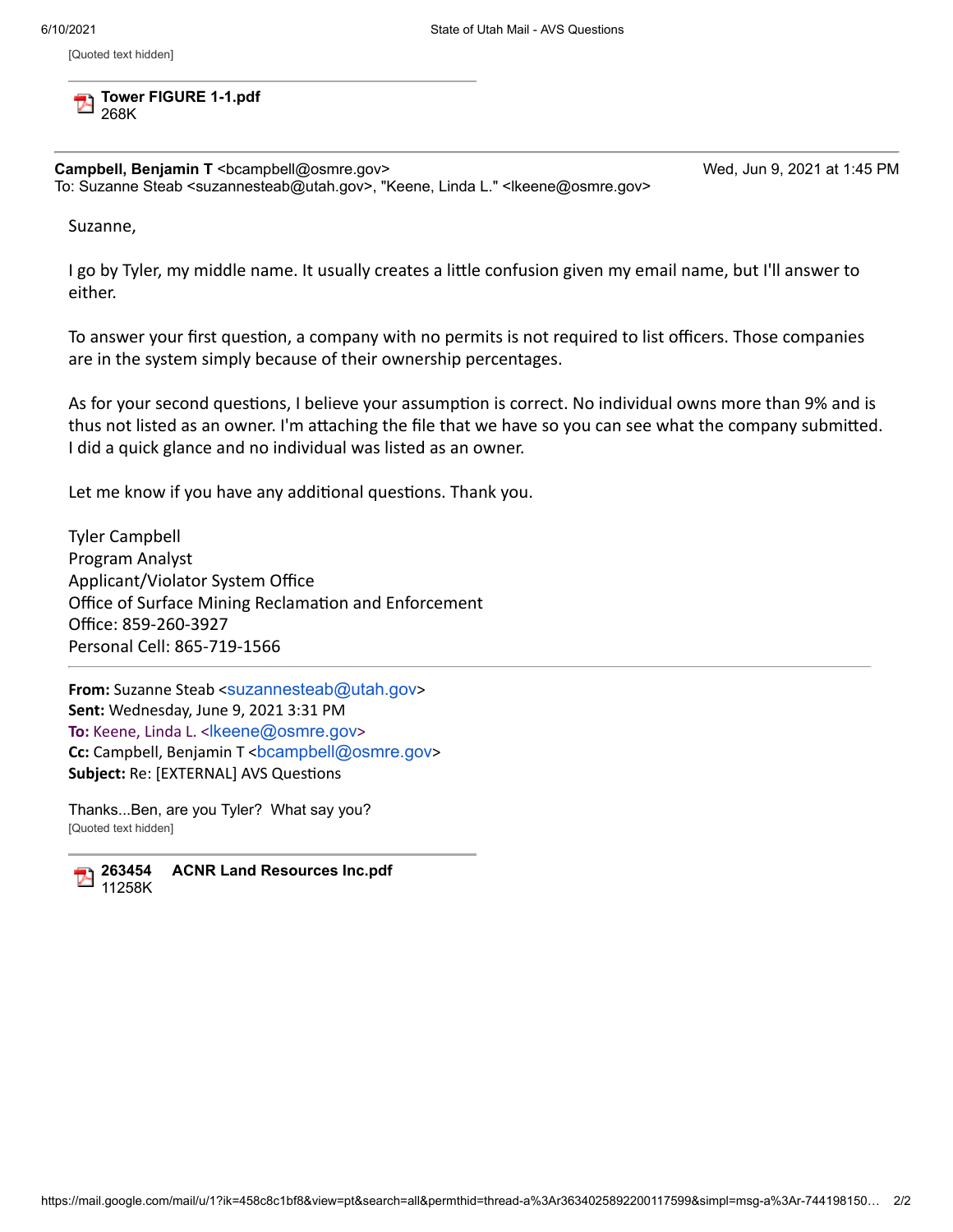[Quoted text hidden]

**Tower FIGURE 1-1.pdf**
268K

---

**Campbell, Benjamin T** <bcampbell@osmre.gov> Wed, Jun 9, 2021 at 1:45 PM
To: Suzanne Steab <suzannesteab@utah.gov>, "Keene, Linda L." <lkeene@osmre.gov>

Suzanne,

I go by Tyler, my middle name. It usually creates a little confusion given my email name, but I'll answer to either.

To answer your first question, a company with no permits is not required to list officers. Those companies are in the system simply because of their ownership percentages.

As for your second questions, I believe your assumption is correct. No individual owns more than 9% and is thus not listed as an owner. I'm attaching the file that we have so you can see what the company submitted. I did a quick glance and no individual was listed as an owner.

Let me know if you have any additional questions. Thank you.

Tyler Campbell
Program Analyst
Applicant/Violator System Office
Office of Surface Mining Reclamation and Enforcement
Office: 859-260-3927
Personal Cell: 865-719-1566

---

**From:** Suzanne Steab <suzannesteab@utah.gov>
**Sent:** Wednesday, June 9, 2021 3:31 PM
**To:** Keene, Linda L. <lkeene@osmre.gov>
**Cc:** Campbell, Benjamin T <bcampbell@osmre.gov>
**Subject:** Re: [EXTERNAL] AVS Questions

Thanks...Ben, are you Tyler? What say you?
[Quoted text hidden]

**263454 ACNR Land Resources Inc.pdf**
11258K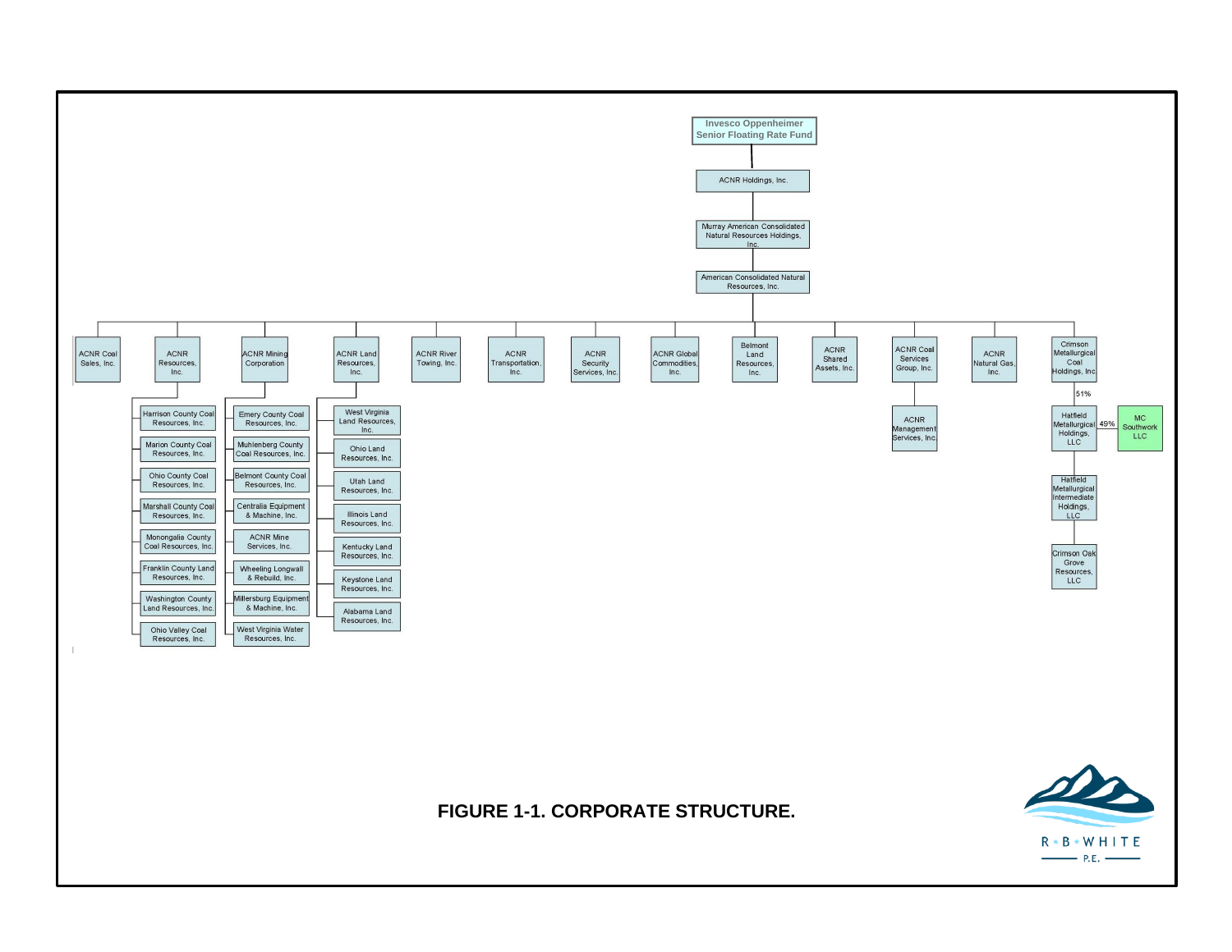Invesco Oppenheimer Senior Floating Rate Fund

ACNR Holdings, Inc.

Murray American Consolidated Natural Resources Holdings, Inc.

American Consolidated Natural Resources, Inc.

ACNR Coal Sales, Inc.

ACNR Resources, Inc.
- Harrison County Coal Resources, Inc.
- Marion County Coal Resources, Inc.
- Ohio County Coal Resources, Inc.
- Marshall County Coal Resources, Inc.
- Monongalia County Coal Resources, Inc.
- Franklin County Land Resources, Inc.
- Washington County Land Resources, Inc.
- Ohio Valley Coal Resources, Inc.

ACNR Mining Corporation
- Emery County Coal Resources, Inc.
- Muhlenberg County Coal Resources, Inc.
- Belmont County Coal Resources, Inc.
- Centralia Equipment & Machine, Inc.
- ACNR Mine Services, Inc.
- Wheeling Longwall & Rebuild, Inc.
- Millersburg Equipment & Machine, Inc.
- West Virginia Water Resources, Inc.

ACNR Land Resources, Inc.
- West Virginia Land Resources, Inc.
- Ohio Land Resources, Inc.
- Utah Land Resources, Inc.
- Illinois Land Resources, Inc.
- Kentucky Land Resources, Inc.
- Keystone Land Resources, Inc.
- Alabama Land Resources, Inc.

ACNR River Towing, Inc.

ACNR Transportation, Inc.

ACNR Security Services, Inc.

ACNR Global Commodities, Inc.

Belmont Land Resources, Inc.

ACNR Shared Assets, Inc.

ACNR Coal Services Group, Inc.
- ACNR Management Services, Inc.

ACNR Natural Gas, Inc.

Crimson Metallurgical Coal Holdings, Inc
- 51%
- Hatfield Metallurgical Holdings, LLC
  - 49% MC Southwork LLC
  - Hatfield Metallurgical Intermediate Holdings, LLC
    - Crimson Oak Grove Resources, LLC

**FIGURE 1-1. CORPORATE STRUCTURE.**

R • B • WHITE
P.E.